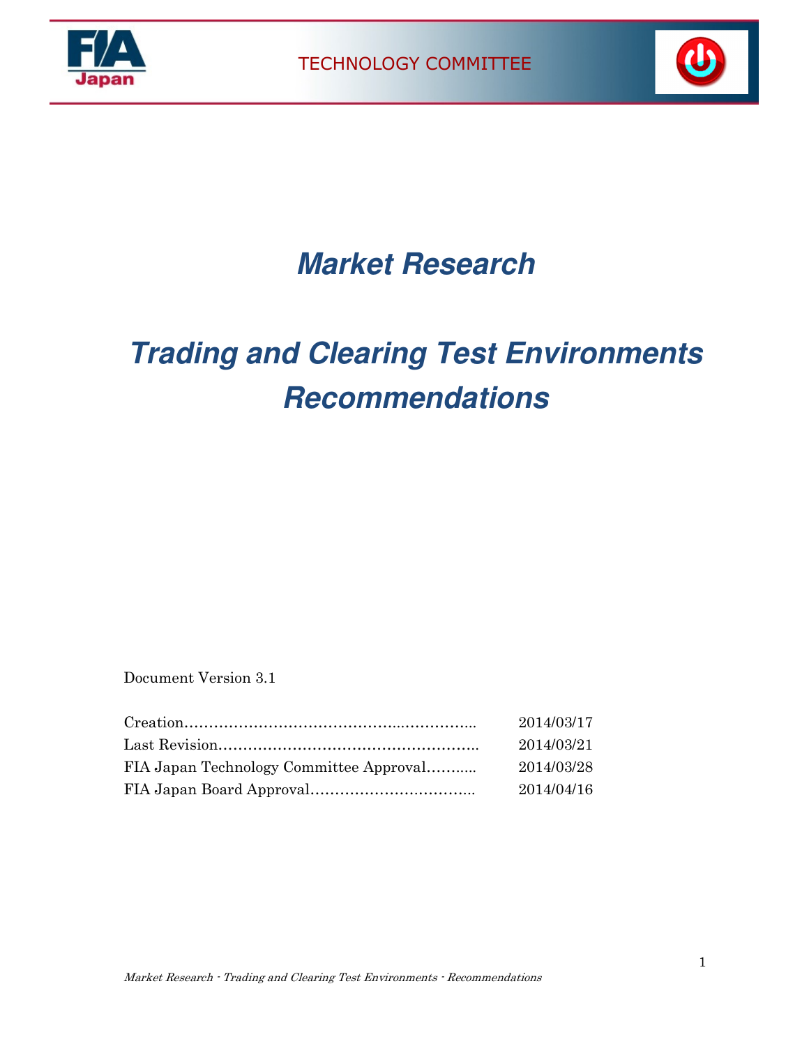TECHNOLOGY COMMITTEE

# Market Research

# Trading and Clearing Test Environments Recommendations

Document Version 3.1

| | |
|---|---|
| Creation…………………………………………………… | 2014/03/17 |
| Last Revision…………………………………………… | 2014/03/21 |
| FIA Japan Technology Committee Approval……….. | 2014/03/28 |
| FIA Japan Board Approval…………………………….. | 2014/04/16 |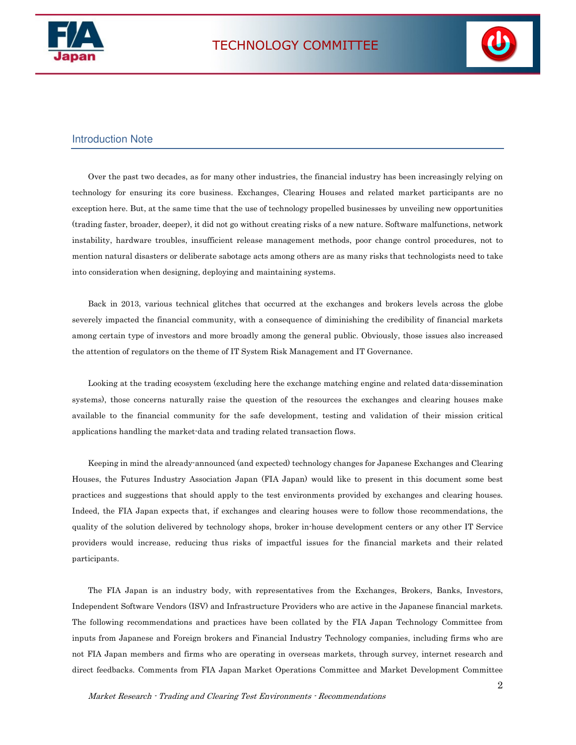## Introduction Note

Over the past two decades, as for many other industries, the financial industry has been increasingly relying on technology for ensuring its core business. Exchanges, Clearing Houses and related market participants are no exception here. But, at the same time that the use of technology propelled businesses by unveiling new opportunities (trading faster, broader, deeper), it did not go without creating risks of a new nature. Software malfunctions, network instability, hardware troubles, insufficient release management methods, poor change control procedures, not to mention natural disasters or deliberate sabotage acts among others are as many risks that technologists need to take into consideration when designing, deploying and maintaining systems.

Back in 2013, various technical glitches that occurred at the exchanges and brokers levels across the globe severely impacted the financial community, with a consequence of diminishing the credibility of financial markets among certain type of investors and more broadly among the general public. Obviously, those issues also increased the attention of regulators on the theme of IT System Risk Management and IT Governance.

Looking at the trading ecosystem (excluding here the exchange matching engine and related data-dissemination systems), those concerns naturally raise the question of the resources the exchanges and clearing houses make available to the financial community for the safe development, testing and validation of their mission critical applications handling the market-data and trading related transaction flows.

Keeping in mind the already-announced (and expected) technology changes for Japanese Exchanges and Clearing Houses, the Futures Industry Association Japan (FIA Japan) would like to present in this document some best practices and suggestions that should apply to the test environments provided by exchanges and clearing houses. Indeed, the FIA Japan expects that, if exchanges and clearing houses were to follow those recommendations, the quality of the solution delivered by technology shops, broker in-house development centers or any other IT Service providers would increase, reducing thus risks of impactful issues for the financial markets and their related participants.

The FIA Japan is an industry body, with representatives from the Exchanges, Brokers, Banks, Investors, Independent Software Vendors (ISV) and Infrastructure Providers who are active in the Japanese financial markets. The following recommendations and practices have been collated by the FIA Japan Technology Committee from inputs from Japanese and Foreign brokers and Financial Industry Technology companies, including firms who are not FIA Japan members and firms who are operating in overseas markets, through survey, internet research and direct feedbacks. Comments from FIA Japan Market Operations Committee and Market Development Committee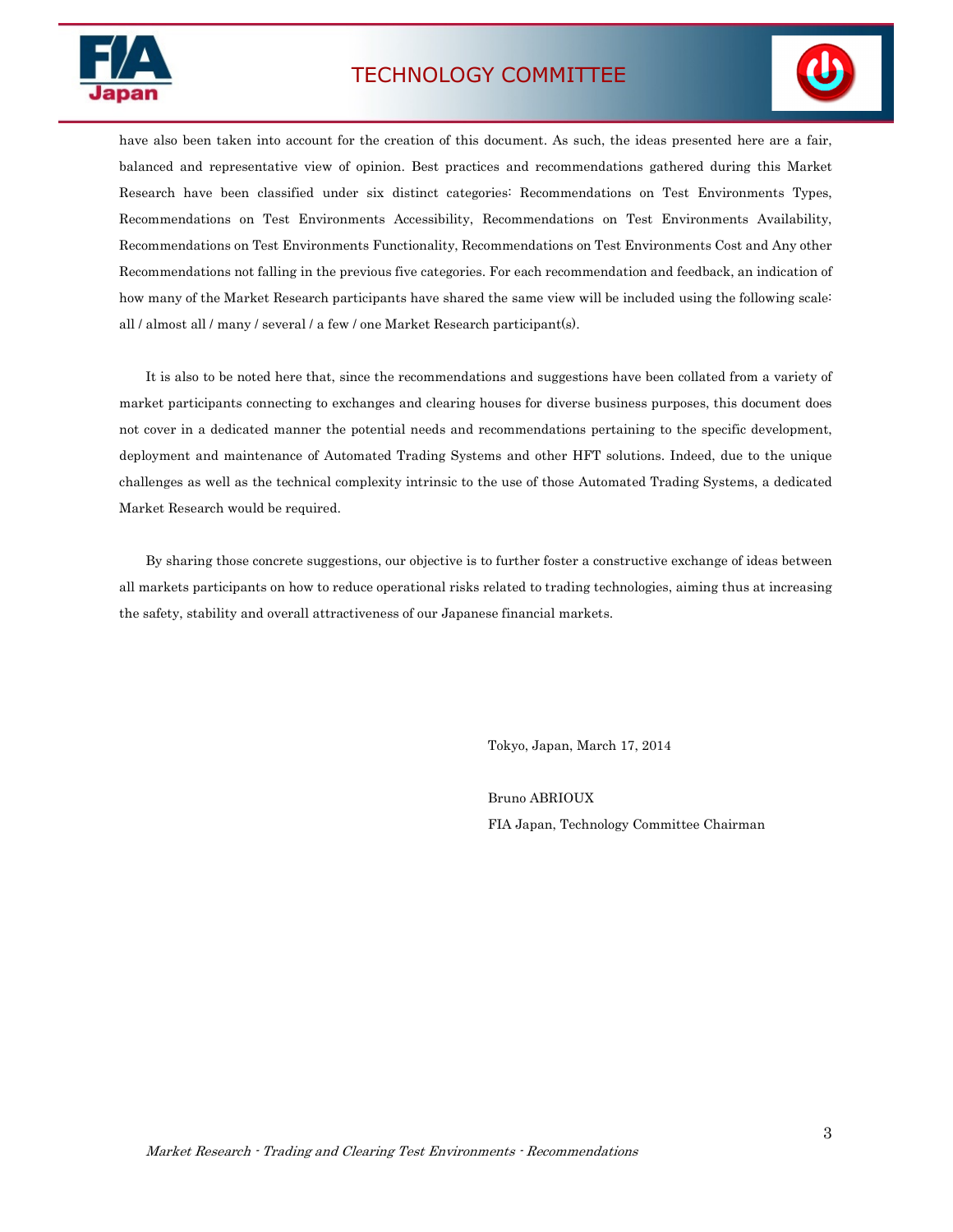have also been taken into account for the creation of this document. As such, the ideas presented here are a fair, balanced and representative view of opinion. Best practices and recommendations gathered during this Market Research have been classified under six distinct categories: Recommendations on Test Environments Types, Recommendations on Test Environments Accessibility, Recommendations on Test Environments Availability, Recommendations on Test Environments Functionality, Recommendations on Test Environments Cost and Any other Recommendations not falling in the previous five categories. For each recommendation and feedback, an indication of how many of the Market Research participants have shared the same view will be included using the following scale: all / almost all / many / several / a few / one Market Research participant(s).

It is also to be noted here that, since the recommendations and suggestions have been collated from a variety of market participants connecting to exchanges and clearing houses for diverse business purposes, this document does not cover in a dedicated manner the potential needs and recommendations pertaining to the specific development, deployment and maintenance of Automated Trading Systems and other HFT solutions. Indeed, due to the unique challenges as well as the technical complexity intrinsic to the use of those Automated Trading Systems, a dedicated Market Research would be required.

By sharing those concrete suggestions, our objective is to further foster a constructive exchange of ideas between all markets participants on how to reduce operational risks related to trading technologies, aiming thus at increasing the safety, stability and overall attractiveness of our Japanese financial markets.

Tokyo, Japan, March 17, 2014

Bruno ABRIOUX
FIA Japan, Technology Committee Chairman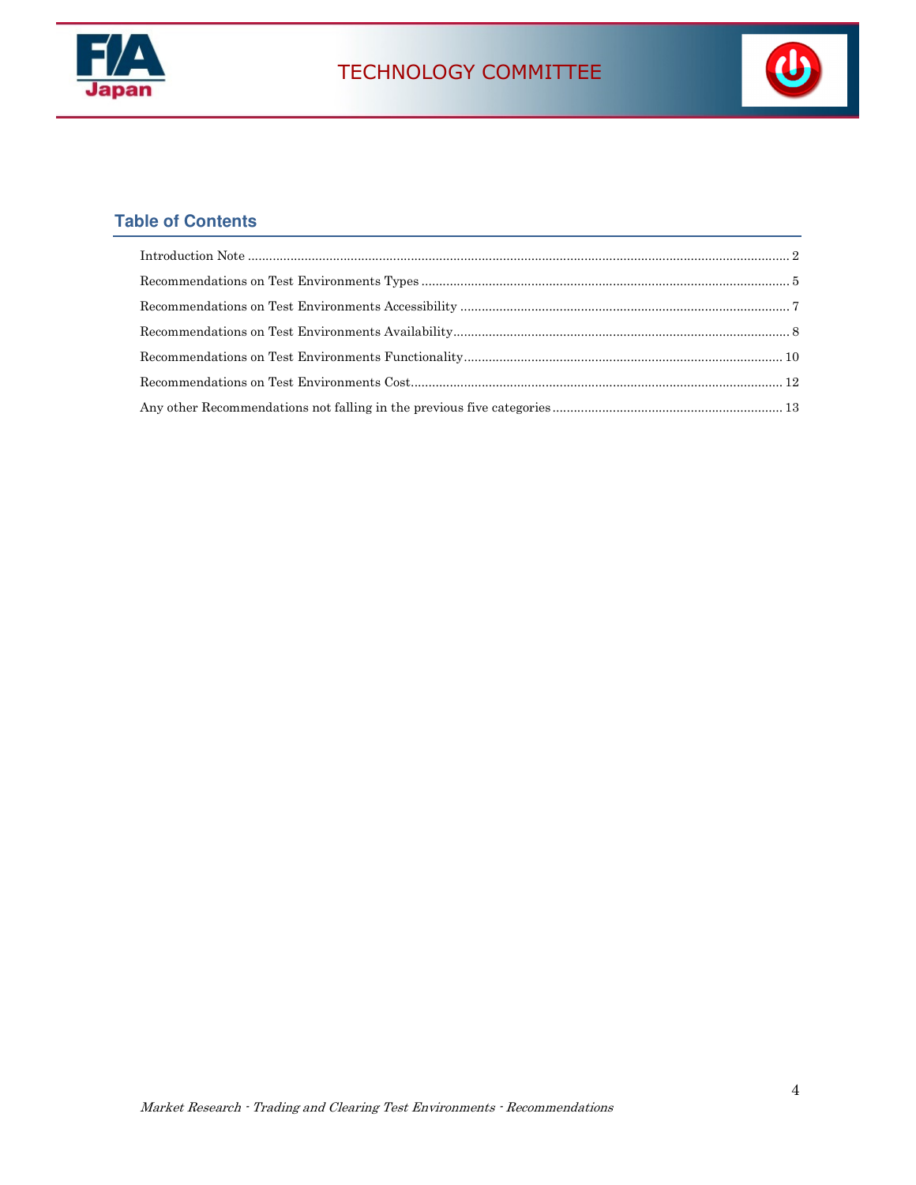## Table of Contents

Introduction Note ........ 2

Recommendations on Test Environments Types ........ 5

Recommendations on Test Environments Accessibility ........ 7

Recommendations on Test Environments Availability ........ 8

Recommendations on Test Environments Functionality ........ 10

Recommendations on Test Environments Cost ........ 12

Any other Recommendations not falling in the previous five categories ........ 13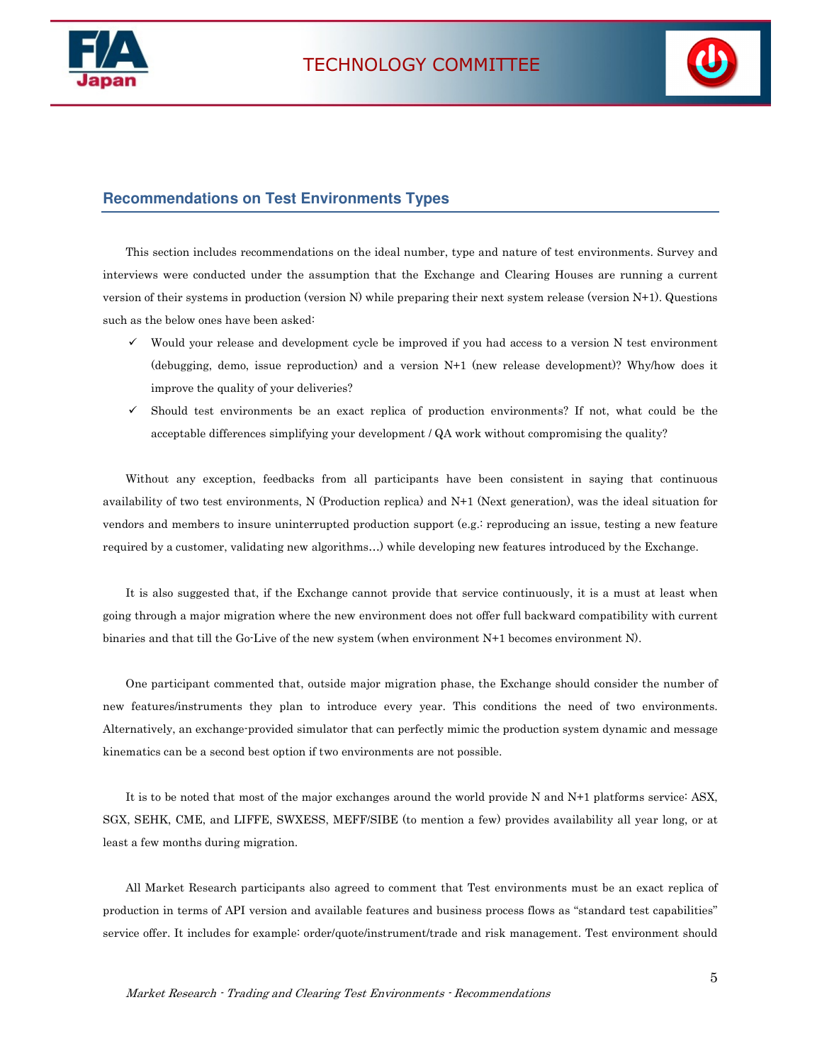## Recommendations on Test Environments Types

This section includes recommendations on the ideal number, type and nature of test environments. Survey and interviews were conducted under the assumption that the Exchange and Clearing Houses are running a current version of their systems in production (version N) while preparing their next system release (version N+1). Questions such as the below ones have been asked:

- ✓ Would your release and development cycle be improved if you had access to a version N test environment (debugging, demo, issue reproduction) and a version N+1 (new release development)? Why/how does it improve the quality of your deliveries?
- ✓ Should test environments be an exact replica of production environments? If not, what could be the acceptable differences simplifying your development / QA work without compromising the quality?

Without any exception, feedbacks from all participants have been consistent in saying that continuous availability of two test environments, N (Production replica) and N+1 (Next generation), was the ideal situation for vendors and members to insure uninterrupted production support (e.g.: reproducing an issue, testing a new feature required by a customer, validating new algorithms…) while developing new features introduced by the Exchange.

It is also suggested that, if the Exchange cannot provide that service continuously, it is a must at least when going through a major migration where the new environment does not offer full backward compatibility with current binaries and that till the Go-Live of the new system (when environment N+1 becomes environment N).

One participant commented that, outside major migration phase, the Exchange should consider the number of new features/instruments they plan to introduce every year. This conditions the need of two environments. Alternatively, an exchange-provided simulator that can perfectly mimic the production system dynamic and message kinematics can be a second best option if two environments are not possible.

It is to be noted that most of the major exchanges around the world provide N and N+1 platforms service: ASX, SGX, SEHK, CME, and LIFFE, SWXESS, MEFF/SIBE (to mention a few) provides availability all year long, or at least a few months during migration.

All Market Research participants also agreed to comment that Test environments must be an exact replica of production in terms of API version and available features and business process flows as "standard test capabilities" service offer. It includes for example: order/quote/instrument/trade and risk management. Test environment should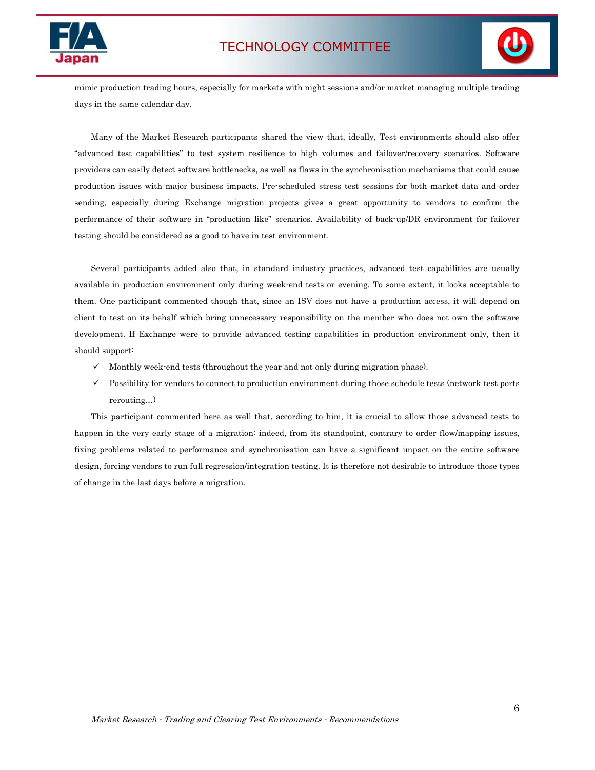mimic production trading hours, especially for markets with night sessions and/or market managing multiple trading days in the same calendar day.

Many of the Market Research participants shared the view that, ideally, Test environments should also offer “advanced test capabilities” to test system resilience to high volumes and failover/recovery scenarios. Software providers can easily detect software bottlenecks, as well as flaws in the synchronisation mechanisms that could cause production issues with major business impacts. Pre-scheduled stress test sessions for both market data and order sending, especially during Exchange migration projects gives a great opportunity to vendors to confirm the performance of their software in “production like” scenarios. Availability of back-up/DR environment for failover testing should be considered as a good to have in test environment.

Several participants added also that, in standard industry practices, advanced test capabilities are usually available in production environment only during week-end tests or evening. To some extent, it looks acceptable to them. One participant commented though that, since an ISV does not have a production access, it will depend on client to test on its behalf which bring unnecessary responsibility on the member who does not own the software development. If Exchange were to provide advanced testing capabilities in production environment only, then it should support:

- ✓ Monthly week-end tests (throughout the year and not only during migration phase).
- ✓ Possibility for vendors to connect to production environment during those schedule tests (network test ports rerouting…)

This participant commented here as well that, according to him, it is crucial to allow those advanced tests to happen in the very early stage of a migration: indeed, from its standpoint, contrary to order flow/mapping issues, fixing problems related to performance and synchronisation can have a significant impact on the entire software design, forcing vendors to run full regression/integration testing. It is therefore not desirable to introduce those types of change in the last days before a migration.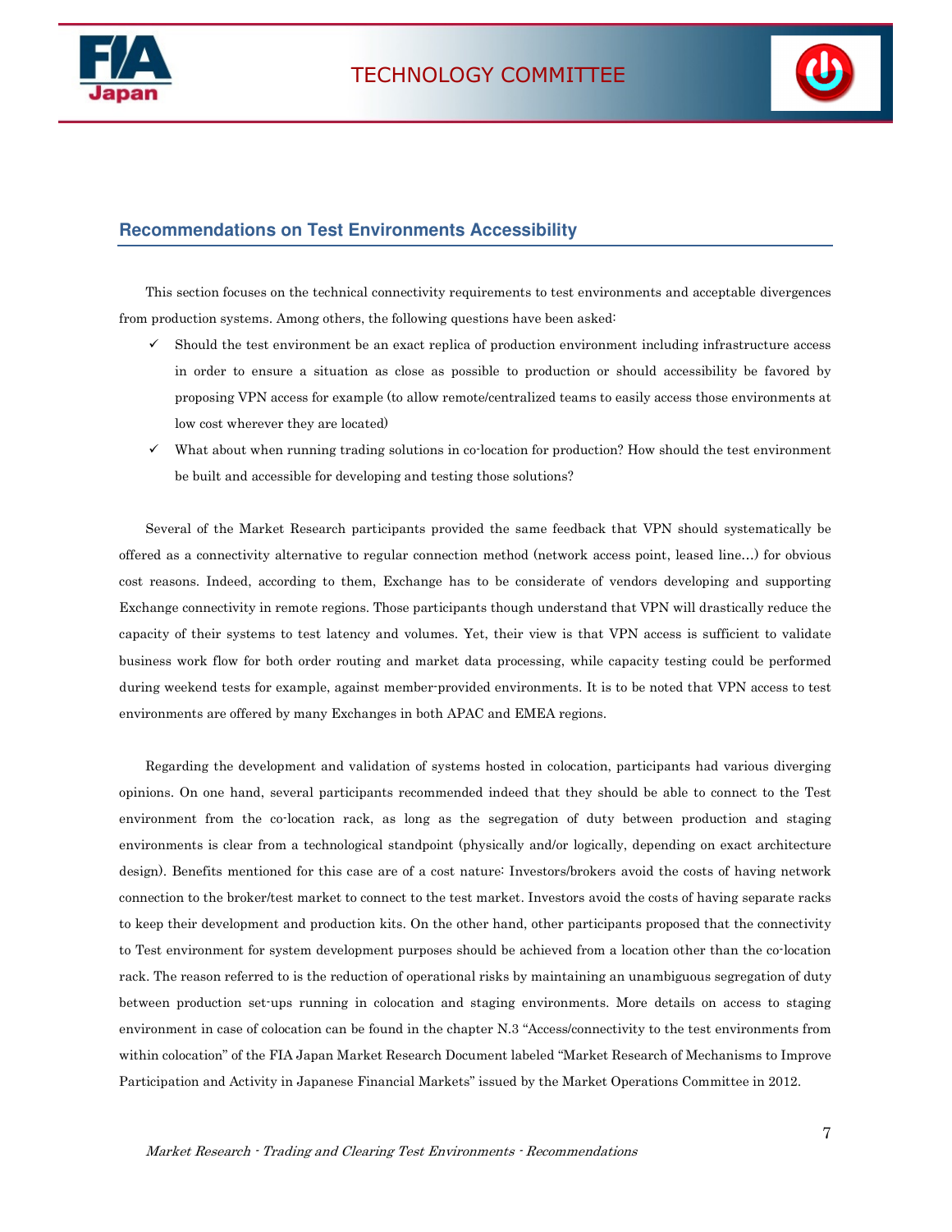## Recommendations on Test Environments Accessibility

This section focuses on the technical connectivity requirements to test environments and acceptable divergences from production systems. Among others, the following questions have been asked:

- ✓ Should the test environment be an exact replica of production environment including infrastructure access in order to ensure a situation as close as possible to production or should accessibility be favored by proposing VPN access for example (to allow remote/centralized teams to easily access those environments at low cost wherever they are located)
- ✓ What about when running trading solutions in co-location for production? How should the test environment be built and accessible for developing and testing those solutions?

Several of the Market Research participants provided the same feedback that VPN should systematically be offered as a connectivity alternative to regular connection method (network access point, leased line…) for obvious cost reasons. Indeed, according to them, Exchange has to be considerate of vendors developing and supporting Exchange connectivity in remote regions. Those participants though understand that VPN will drastically reduce the capacity of their systems to test latency and volumes. Yet, their view is that VPN access is sufficient to validate business work flow for both order routing and market data processing, while capacity testing could be performed during weekend tests for example, against member-provided environments. It is to be noted that VPN access to test environments are offered by many Exchanges in both APAC and EMEA regions.

Regarding the development and validation of systems hosted in colocation, participants had various diverging opinions. On one hand, several participants recommended indeed that they should be able to connect to the Test environment from the co-location rack, as long as the segregation of duty between production and staging environments is clear from a technological standpoint (physically and/or logically, depending on exact architecture design). Benefits mentioned for this case are of a cost nature: Investors/brokers avoid the costs of having network connection to the broker/test market to connect to the test market. Investors avoid the costs of having separate racks to keep their development and production kits. On the other hand, other participants proposed that the connectivity to Test environment for system development purposes should be achieved from a location other than the co-location rack. The reason referred to is the reduction of operational risks by maintaining an unambiguous segregation of duty between production set-ups running in colocation and staging environments. More details on access to staging environment in case of colocation can be found in the chapter N.3 "Access/connectivity to the test environments from within colocation" of the FIA Japan Market Research Document labeled "Market Research of Mechanisms to Improve Participation and Activity in Japanese Financial Markets" issued by the Market Operations Committee in 2012.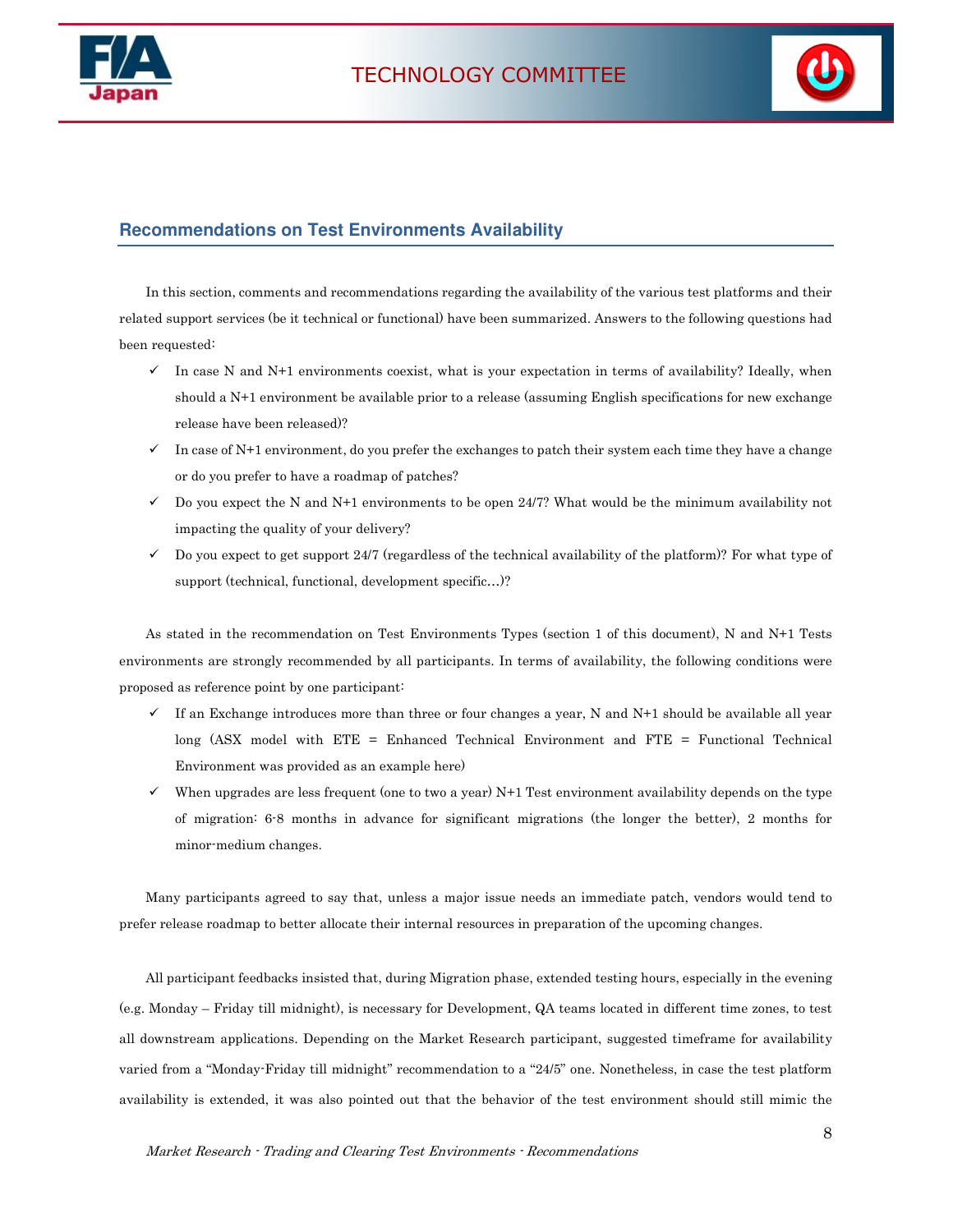## Recommendations on Test Environments Availability

In this section, comments and recommendations regarding the availability of the various test platforms and their related support services (be it technical or functional) have been summarized. Answers to the following questions had been requested:

- ✓ In case N and N+1 environments coexist, what is your expectation in terms of availability? Ideally, when should a N+1 environment be available prior to a release (assuming English specifications for new exchange release have been released)?
- ✓ In case of N+1 environment, do you prefer the exchanges to patch their system each time they have a change or do you prefer to have a roadmap of patches?
- ✓ Do you expect the N and N+1 environments to be open 24/7? What would be the minimum availability not impacting the quality of your delivery?
- ✓ Do you expect to get support 24/7 (regardless of the technical availability of the platform)? For what type of support (technical, functional, development specific…)?

As stated in the recommendation on Test Environments Types (section 1 of this document), N and N+1 Tests environments are strongly recommended by all participants. In terms of availability, the following conditions were proposed as reference point by one participant:

- ✓ If an Exchange introduces more than three or four changes a year, N and N+1 should be available all year long (ASX model with ETE = Enhanced Technical Environment and FTE = Functional Technical Environment was provided as an example here)
- ✓ When upgrades are less frequent (one to two a year) N+1 Test environment availability depends on the type of migration: 6-8 months in advance for significant migrations (the longer the better), 2 months for minor-medium changes.

Many participants agreed to say that, unless a major issue needs an immediate patch, vendors would tend to prefer release roadmap to better allocate their internal resources in preparation of the upcoming changes.

All participant feedbacks insisted that, during Migration phase, extended testing hours, especially in the evening (e.g. Monday – Friday till midnight), is necessary for Development, QA teams located in different time zones, to test all downstream applications. Depending on the Market Research participant, suggested timeframe for availability varied from a "Monday-Friday till midnight" recommendation to a "24/5" one. Nonetheless, in case the test platform availability is extended, it was also pointed out that the behavior of the test environment should still mimic the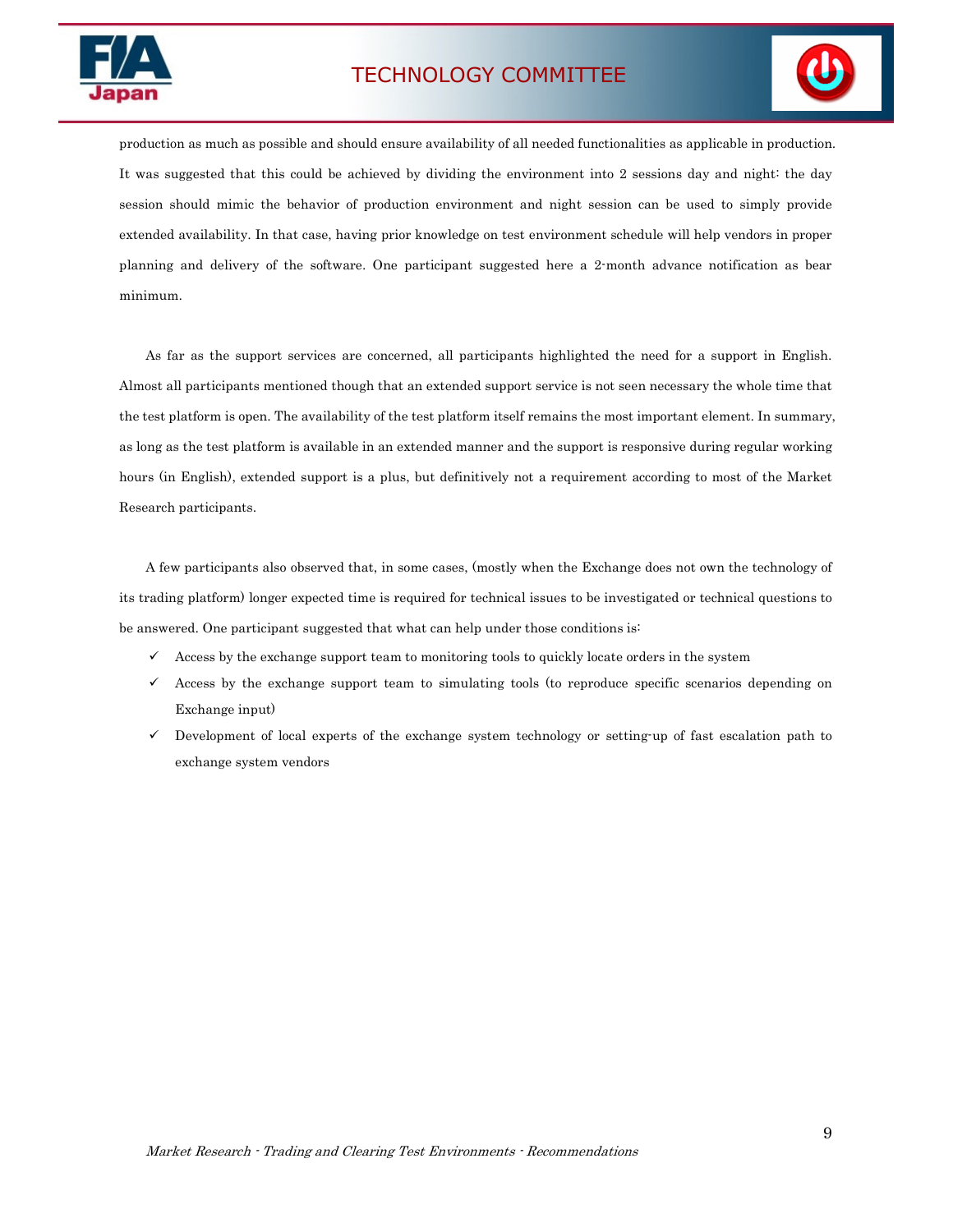production as much as possible and should ensure availability of all needed functionalities as applicable in production. It was suggested that this could be achieved by dividing the environment into 2 sessions day and night: the day session should mimic the behavior of production environment and night session can be used to simply provide extended availability. In that case, having prior knowledge on test environment schedule will help vendors in proper planning and delivery of the software. One participant suggested here a 2-month advance notification as bear minimum.

As far as the support services are concerned, all participants highlighted the need for a support in English. Almost all participants mentioned though that an extended support service is not seen necessary the whole time that the test platform is open. The availability of the test platform itself remains the most important element. In summary, as long as the test platform is available in an extended manner and the support is responsive during regular working hours (in English), extended support is a plus, but definitively not a requirement according to most of the Market Research participants.

A few participants also observed that, in some cases, (mostly when the Exchange does not own the technology of its trading platform) longer expected time is required for technical issues to be investigated or technical questions to be answered. One participant suggested that what can help under those conditions is:

- ✓ Access by the exchange support team to monitoring tools to quickly locate orders in the system
- ✓ Access by the exchange support team to simulating tools (to reproduce specific scenarios depending on Exchange input)
- ✓ Development of local experts of the exchange system technology or setting-up of fast escalation path to exchange system vendors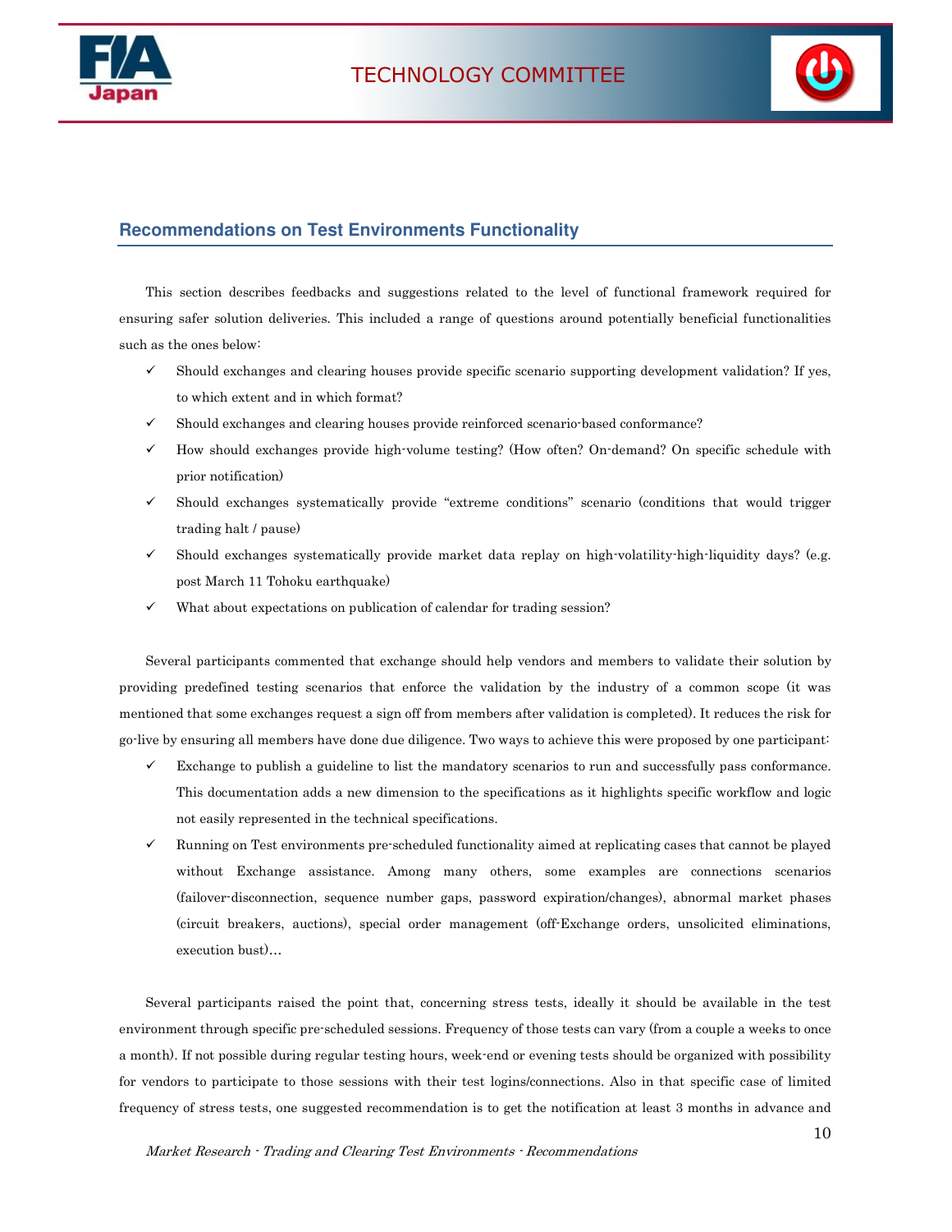## Recommendations on Test Environments Functionality

This section describes feedbacks and suggestions related to the level of functional framework required for ensuring safer solution deliveries. This included a range of questions around potentially beneficial functionalities such as the ones below:

- ✓ Should exchanges and clearing houses provide specific scenario supporting development validation? If yes, to which extent and in which format?
- ✓ Should exchanges and clearing houses provide reinforced scenario-based conformance?
- ✓ How should exchanges provide high-volume testing? (How often? On-demand? On specific schedule with prior notification)
- ✓ Should exchanges systematically provide "extreme conditions" scenario (conditions that would trigger trading halt / pause)
- ✓ Should exchanges systematically provide market data replay on high-volatility-high-liquidity days? (e.g. post March 11 Tohoku earthquake)
- ✓ What about expectations on publication of calendar for trading session?

Several participants commented that exchange should help vendors and members to validate their solution by providing predefined testing scenarios that enforce the validation by the industry of a common scope (it was mentioned that some exchanges request a sign off from members after validation is completed). It reduces the risk for go-live by ensuring all members have done due diligence. Two ways to achieve this were proposed by one participant:

- ✓ Exchange to publish a guideline to list the mandatory scenarios to run and successfully pass conformance. This documentation adds a new dimension to the specifications as it highlights specific workflow and logic not easily represented in the technical specifications.
- ✓ Running on Test environments pre-scheduled functionality aimed at replicating cases that cannot be played without Exchange assistance. Among many others, some examples are connections scenarios (failover-disconnection, sequence number gaps, password expiration/changes), abnormal market phases (circuit breakers, auctions), special order management (off-Exchange orders, unsolicited eliminations, execution bust)…

Several participants raised the point that, concerning stress tests, ideally it should be available in the test environment through specific pre-scheduled sessions. Frequency of those tests can vary (from a couple a weeks to once a month). If not possible during regular testing hours, week-end or evening tests should be organized with possibility for vendors to participate to those sessions with their test logins/connections. Also in that specific case of limited frequency of stress tests, one suggested recommendation is to get the notification at least 3 months in advance and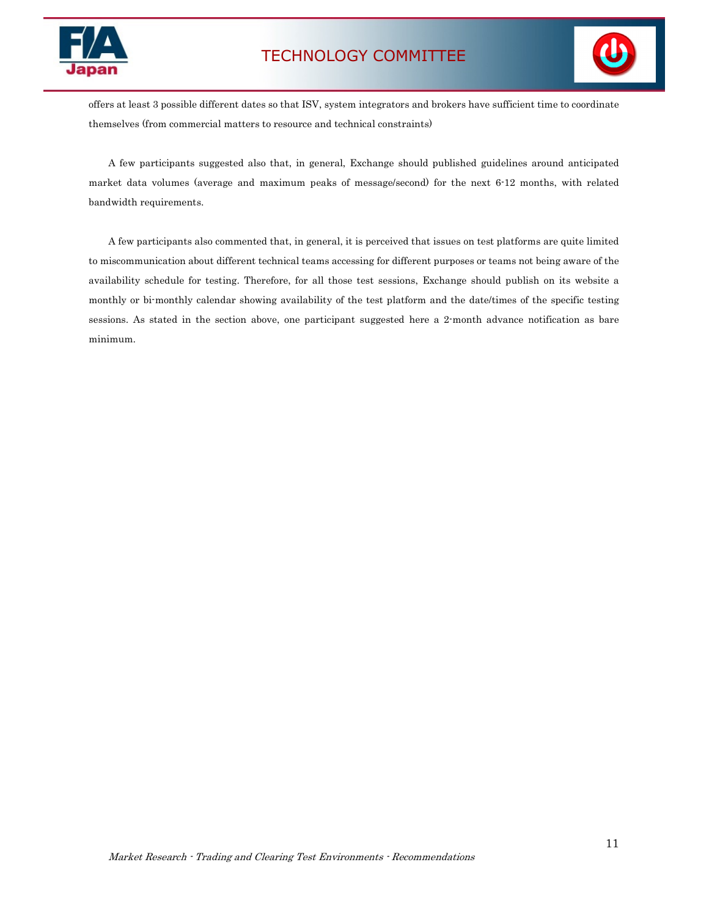offers at least 3 possible different dates so that ISV, system integrators and brokers have sufficient time to coordinate themselves (from commercial matters to resource and technical constraints)

A few participants suggested also that, in general, Exchange should published guidelines around anticipated market data volumes (average and maximum peaks of message/second) for the next 6-12 months, with related bandwidth requirements.

A few participants also commented that, in general, it is perceived that issues on test platforms are quite limited to miscommunication about different technical teams accessing for different purposes or teams not being aware of the availability schedule for testing. Therefore, for all those test sessions, Exchange should publish on its website a monthly or bi-monthly calendar showing availability of the test platform and the date/times of the specific testing sessions. As stated in the section above, one participant suggested here a 2-month advance notification as bare minimum.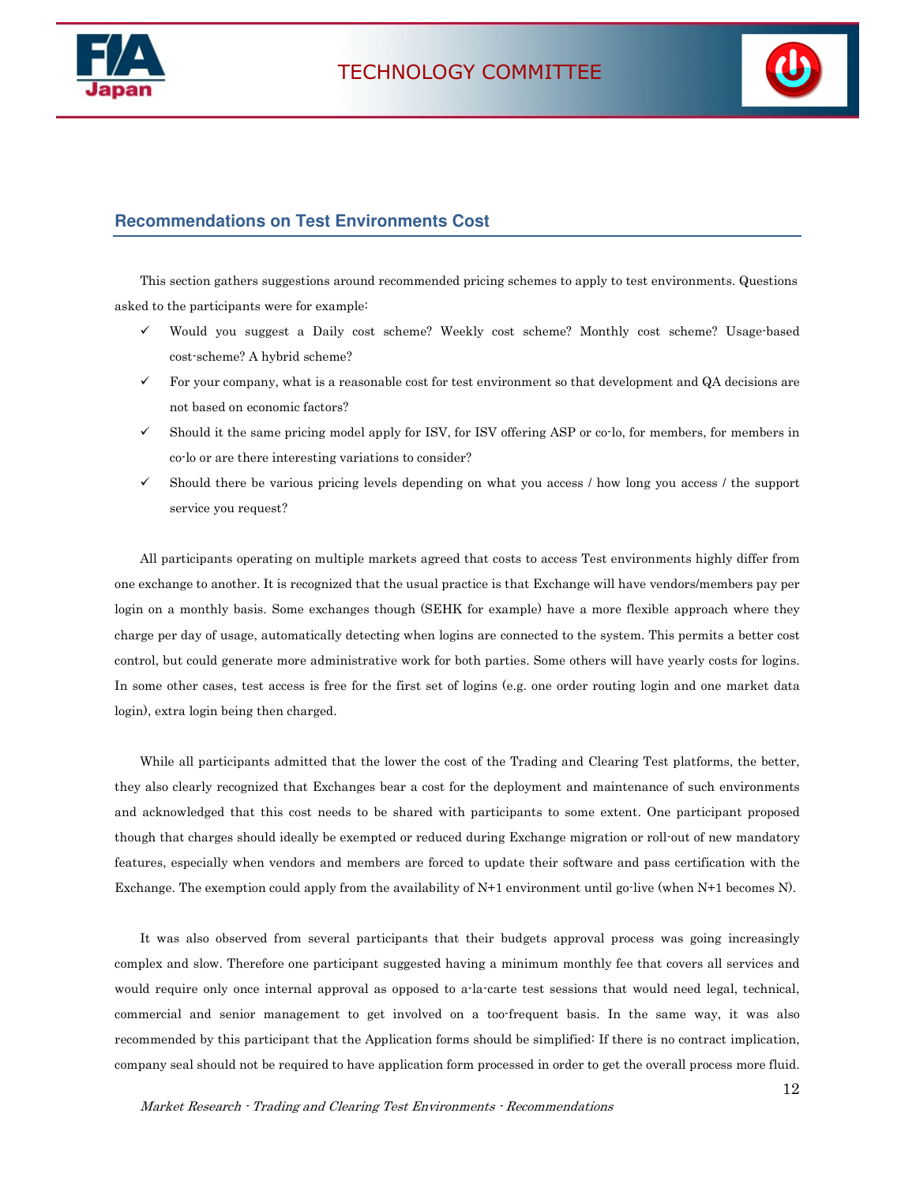## Recommendations on Test Environments Cost

This section gathers suggestions around recommended pricing schemes to apply to test environments. Questions asked to the participants were for example:

- ✓ Would you suggest a Daily cost scheme? Weekly cost scheme? Monthly cost scheme? Usage-based cost-scheme? A hybrid scheme?
- ✓ For your company, what is a reasonable cost for test environment so that development and QA decisions are not based on economic factors?
- ✓ Should it the same pricing model apply for ISV, for ISV offering ASP or co-lo, for members, for members in co-lo or are there interesting variations to consider?
- ✓ Should there be various pricing levels depending on what you access / how long you access / the support service you request?

All participants operating on multiple markets agreed that costs to access Test environments highly differ from one exchange to another. It is recognized that the usual practice is that Exchange will have vendors/members pay per login on a monthly basis. Some exchanges though (SEHK for example) have a more flexible approach where they charge per day of usage, automatically detecting when logins are connected to the system. This permits a better cost control, but could generate more administrative work for both parties. Some others will have yearly costs for logins. In some other cases, test access is free for the first set of logins (e.g. one order routing login and one market data login), extra login being then charged.

While all participants admitted that the lower the cost of the Trading and Clearing Test platforms, the better, they also clearly recognized that Exchanges bear a cost for the deployment and maintenance of such environments and acknowledged that this cost needs to be shared with participants to some extent. One participant proposed though that charges should ideally be exempted or reduced during Exchange migration or roll-out of new mandatory features, especially when vendors and members are forced to update their software and pass certification with the Exchange. The exemption could apply from the availability of N+1 environment until go-live (when N+1 becomes N).

It was also observed from several participants that their budgets approval process was going increasingly complex and slow. Therefore one participant suggested having a minimum monthly fee that covers all services and would require only once internal approval as opposed to a-la-carte test sessions that would need legal, technical, commercial and senior management to get involved on a too-frequent basis. In the same way, it was also recommended by this participant that the Application forms should be simplified: If there is no contract implication, company seal should not be required to have application form processed in order to get the overall process more fluid.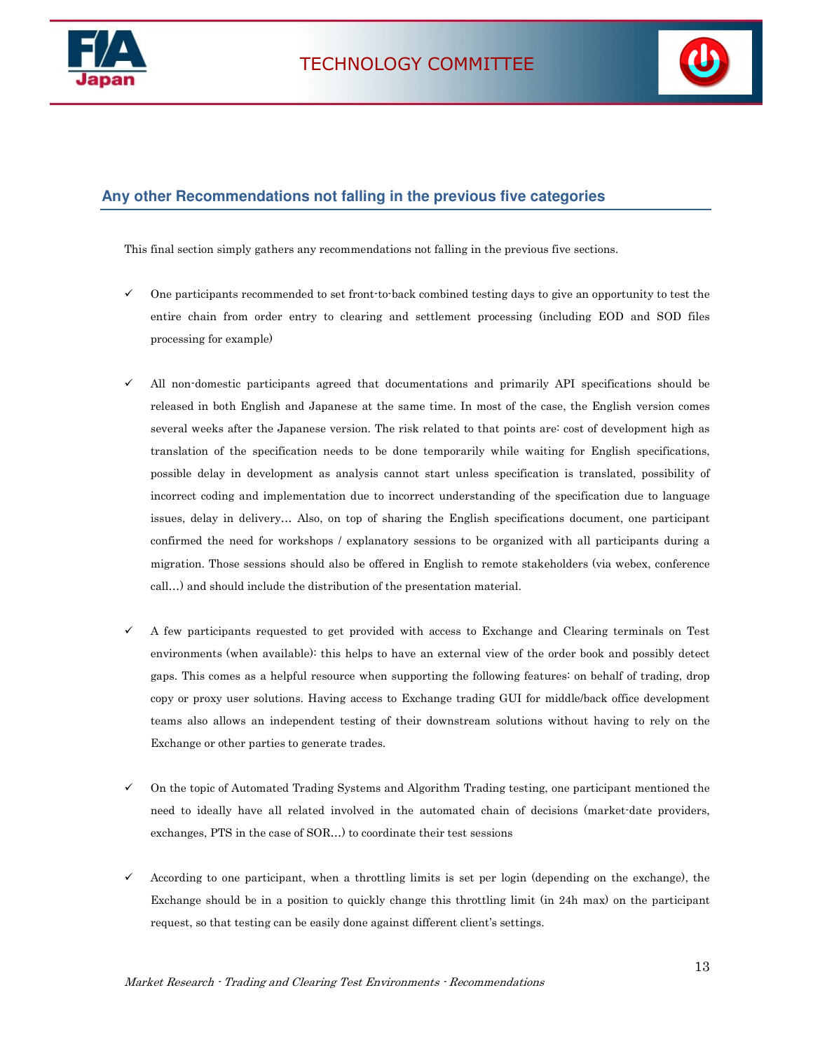## Any other Recommendations not falling in the previous five categories

This final section simply gathers any recommendations not falling in the previous five sections.

- ✓ One participants recommended to set front-to-back combined testing days to give an opportunity to test the entire chain from order entry to clearing and settlement processing (including EOD and SOD files processing for example)

- ✓ All non-domestic participants agreed that documentations and primarily API specifications should be released in both English and Japanese at the same time. In most of the case, the English version comes several weeks after the Japanese version. The risk related to that points are: cost of development high as translation of the specification needs to be done temporarily while waiting for English specifications, possible delay in development as analysis cannot start unless specification is translated, possibility of incorrect coding and implementation due to incorrect understanding of the specification due to language issues, delay in delivery… Also, on top of sharing the English specifications document, one participant confirmed the need for workshops / explanatory sessions to be organized with all participants during a migration. Those sessions should also be offered in English to remote stakeholders (via webex, conference call…) and should include the distribution of the presentation material.

- ✓ A few participants requested to get provided with access to Exchange and Clearing terminals on Test environments (when available): this helps to have an external view of the order book and possibly detect gaps. This comes as a helpful resource when supporting the following features: on behalf of trading, drop copy or proxy user solutions. Having access to Exchange trading GUI for middle/back office development teams also allows an independent testing of their downstream solutions without having to rely on the Exchange or other parties to generate trades.

- ✓ On the topic of Automated Trading Systems and Algorithm Trading testing, one participant mentioned the need to ideally have all related involved in the automated chain of decisions (market-date providers, exchanges, PTS in the case of SOR…) to coordinate their test sessions

- ✓ According to one participant, when a throttling limits is set per login (depending on the exchange), the Exchange should be in a position to quickly change this throttling limit (in 24h max) on the participant request, so that testing can be easily done against different client's settings.